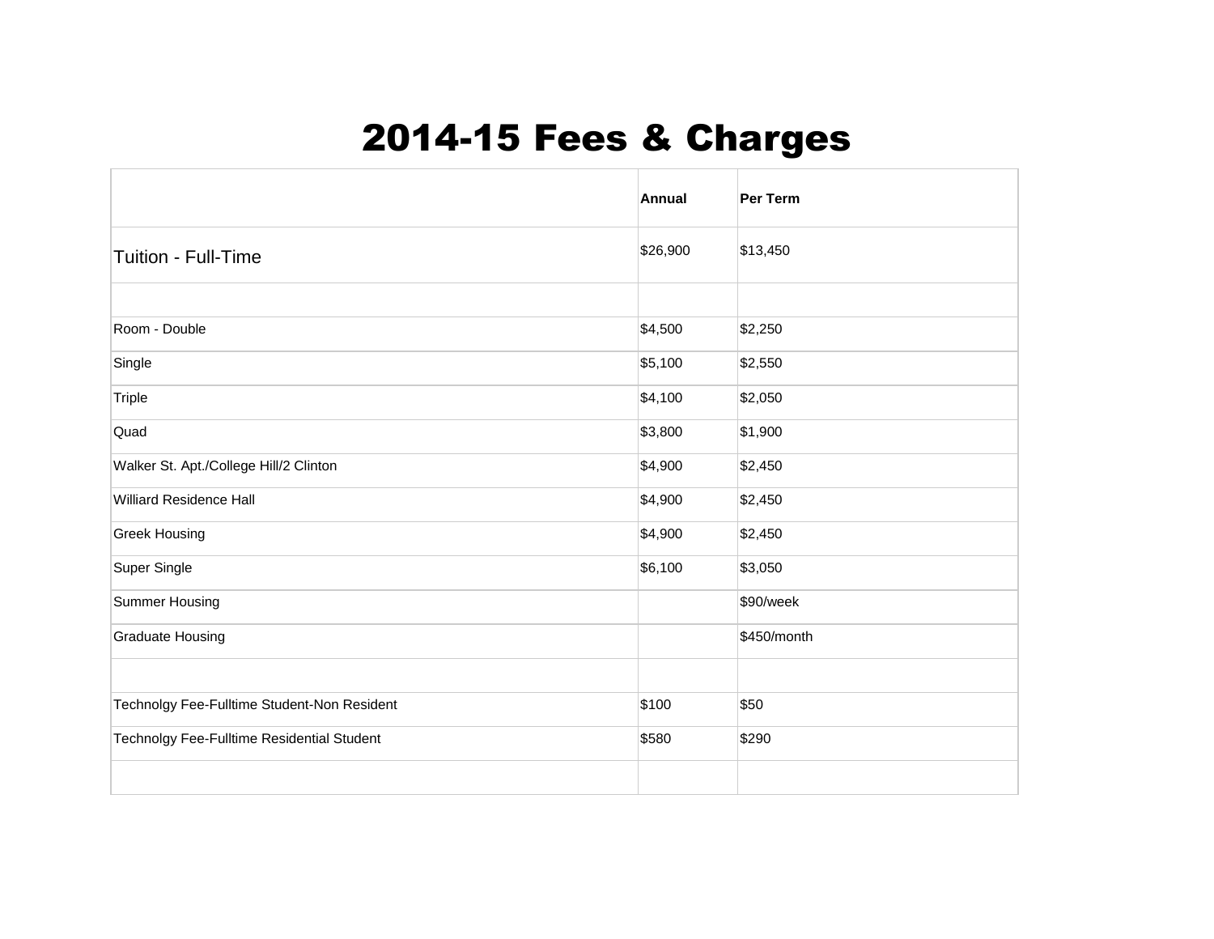# 2014-15 Fees & Charges

| | Annual | Per Term |
|---|---|---|
| Tuition - Full-Time | $26,900 | $13,450 |
| | | |
| Room - Double | $4,500 | $2,250 |
| Single | $5,100 | $2,550 |
| Triple | $4,100 | $2,050 |
| Quad | $3,800 | $1,900 |
| Walker St. Apt./College Hill/2 Clinton | $4,900 | $2,450 |
| Williard Residence Hall | $4,900 | $2,450 |
| Greek Housing | $4,900 | $2,450 |
| Super Single | $6,100 | $3,050 |
| Summer Housing | | $90/week |
| Graduate Housing | | $450/month |
| | | |
| Technolgy Fee-Fulltime Student-Non Resident | $100 | $50 |
| Technolgy Fee-Fulltime Residential Student | $580 | $290 |
| | | |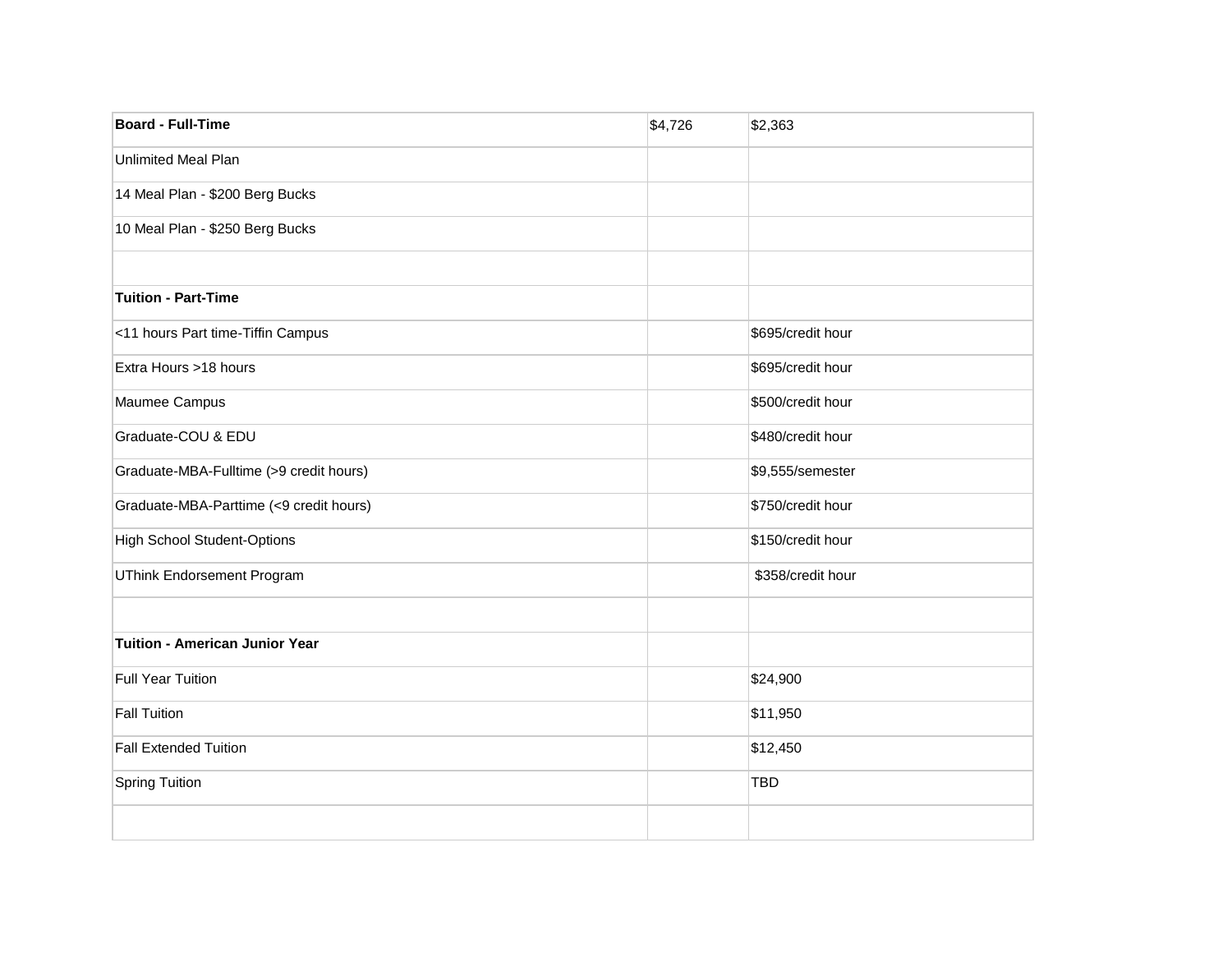| **Board - Full-Time** | $4,726 | $2,363 |
| --- | --- | --- |
| Unlimited Meal Plan | | |
| 14 Meal Plan - $200 Berg Bucks | | |
| 10 Meal Plan - $250 Berg Bucks | | |
| | | |
| **Tuition - Part-Time** | | |
| <11 hours Part time-Tiffin Campus | | $695/credit hour |
| Extra Hours >18 hours | | $695/credit hour |
| Maumee Campus | | $500/credit hour |
| Graduate-COU & EDU | | $480/credit hour |
| Graduate-MBA-Fulltime (>9 credit hours) | | $9,555/semester |
| Graduate-MBA-Parttime (<9 credit hours) | | $750/credit hour |
| High School Student-Options | | $150/credit hour |
| UThink Endorsement Program | | $358/credit hour |
| | | |
| **Tuition - American Junior Year** | | |
| Full Year Tuition | | $24,900 |
| Fall Tuition | | $11,950 |
| Fall Extended Tuition | | $12,450 |
| Spring Tuition | | TBD |
| | | |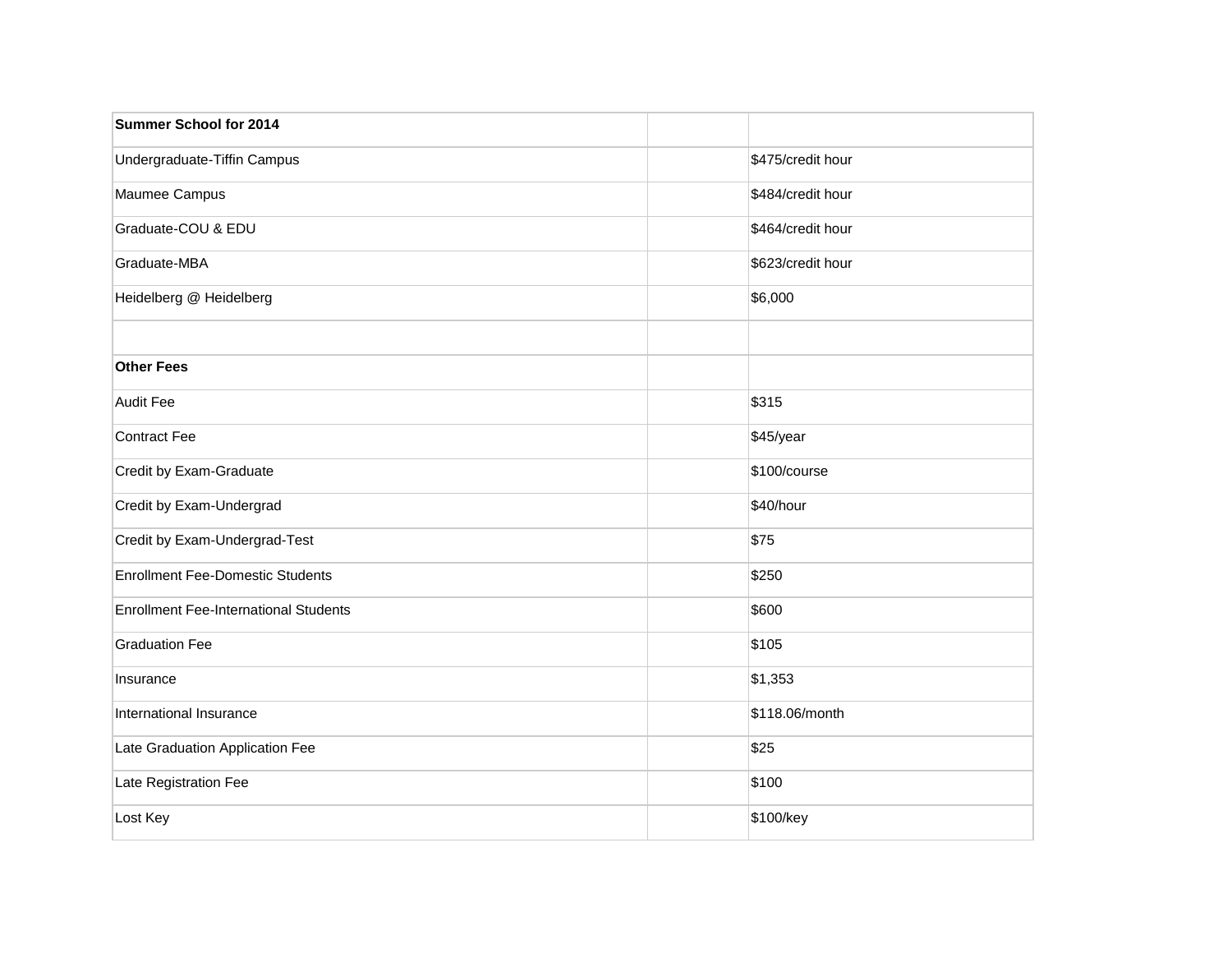| **Summary School for 2014** | | |
|---|---|---|
| Undergraduate-Tiffin Campus | | $475/credit hour |
| Maumee Campus | | $484/credit hour |
| Graduate-COU & EDU | | $464/credit hour |
| Graduate-MBA | | $623/credit hour |
| Heidelberg @ Heidelberg | | $6,000 |
| | | |
| **Other Fees** | | |
| Audit Fee | | $315 |
| Contract Fee | | $45/year |
| Credit by Exam-Graduate | | $100/course |
| Credit by Exam-Undergrad | | $40/hour |
| Credit by Exam-Undergrad-Test | | $75 |
| Enrollment Fee-Domestic Students | | $250 |
| Enrollment Fee-International Students | | $600 |
| Graduation Fee | | $105 |
| Insurance | | $1,353 |
| International Insurance | | $118.06/month |
| Late Graduation Application Fee | | $25 |
| Late Registration Fee | | $100 |
| Lost Key | | $100/key |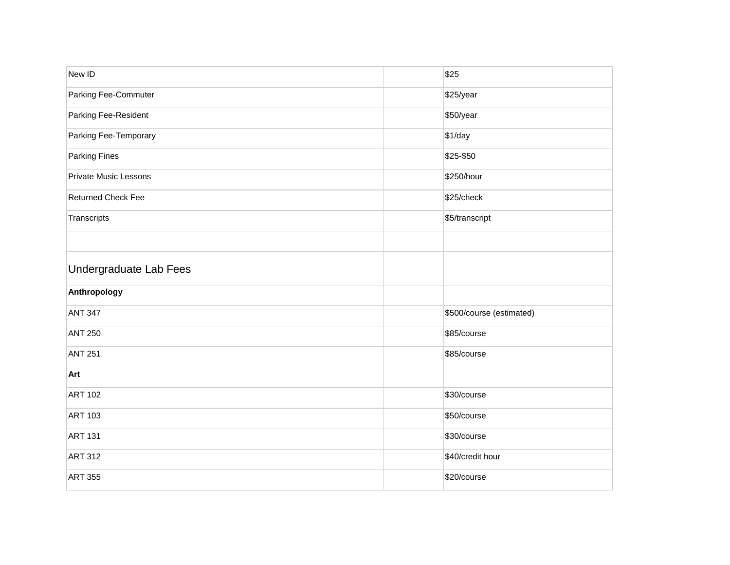| | | |
|---|---|---|
| New ID | | $25 |
| Parking Fee-Commuter | | $25/year |
| Parking Fee-Resident | | $50/year |
| Parking Fee-Temporary | | $1/day |
| Parking Fines | | $25-$50 |
| Private Music Lessons | | $250/hour |
| Returned Check Fee | | $25/check |
| Transcripts | | $5/transcript |
| | | |
| Undergraduate Lab Fees | | |
| **Anthropology** | | |
| ANT 347 | | $500/course (estimated) |
| ANT 250 | | $85/course |
| ANT 251 | | $85/course |
| **Art** | | |
| ART 102 | | $30/course |
| ART 103 | | $50/course |
| ART 131 | | $30/course |
| ART 312 | | $40/credit hour |
| ART 355 | | $20/course |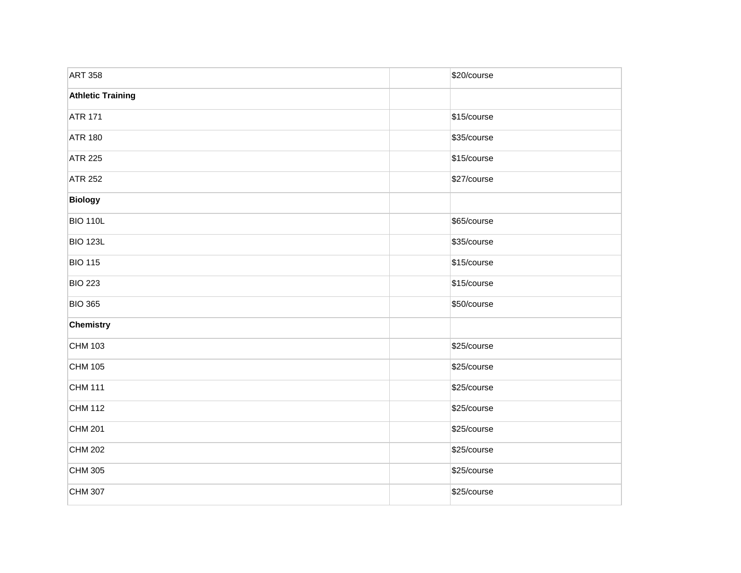| | | |
|---|---|---|
| ART 358 | | $20/course |
| **Athletic Training** | | |
| ATR 171 | | $15/course |
| ATR 180 | | $35/course |
| ATR 225 | | $15/course |
| ATR 252 | | $27/course |
| **Biology** | | |
| BIO 110L | | $65/course |
| BIO 123L | | $35/course |
| BIO 115 | | $15/course |
| BIO 223 | | $15/course |
| BIO 365 | | $50/course |
| **Chemistry** | | |
| CHM 103 | | $25/course |
| CHM 105 | | $25/course |
| CHM 111 | | $25/course |
| CHM 112 | | $25/course |
| CHM 201 | | $25/course |
| CHM 202 | | $25/course |
| CHM 305 | | $25/course |
| CHM 307 | | $25/course |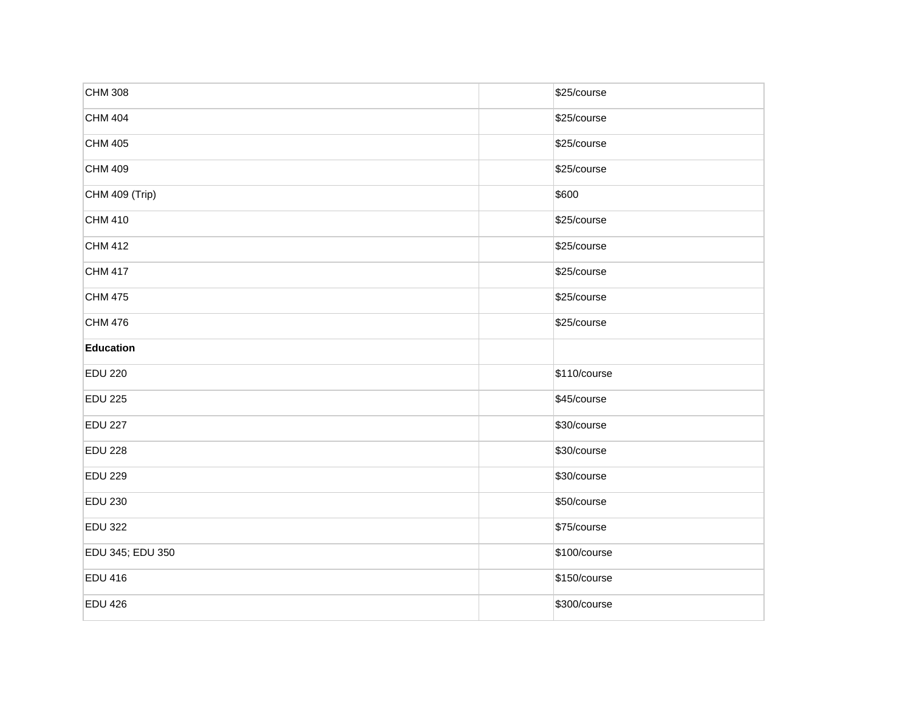| | | |
|---|---|---|
| CHM 308 | | $25/course |
| CHM 404 | | $25/course |
| CHM 405 | | $25/course |
| CHM 409 | | $25/course |
| CHM 409 (Trip) | | $600 |
| CHM 410 | | $25/course |
| CHM 412 | | $25/course |
| CHM 417 | | $25/course |
| CHM 475 | | $25/course |
| CHM 476 | | $25/course |
| **Education** | | |
| EDU 220 | | $110/course |
| EDU 225 | | $45/course |
| EDU 227 | | $30/course |
| EDU 228 | | $30/course |
| EDU 229 | | $30/course |
| EDU 230 | | $50/course |
| EDU 322 | | $75/course |
| EDU 345; EDU 350 | | $100/course |
| EDU 416 | | $150/course |
| EDU 426 | | $300/course |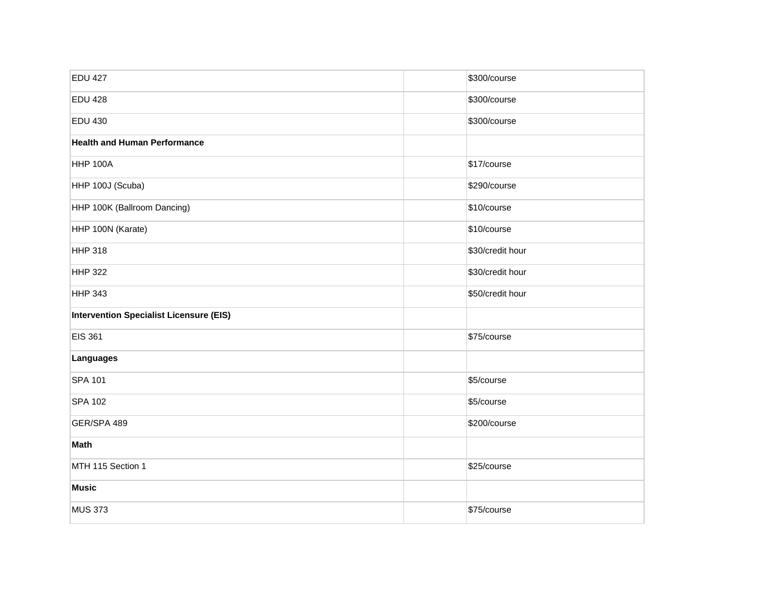| | | |
|---|---|---|
| EDU 427 | | $300/course |
| EDU 428 | | $300/course |
| EDU 430 | | $300/course |
| **Health and Human Performance** | | |
| HHP 100A | | $17/course |
| HHP 100J (Scuba) | | $290/course |
| HHP 100K (Ballroom Dancing) | | $10/course |
| HHP 100N (Karate) | | $10/course |
| HHP 318 | | $30/credit hour |
| HHP 322 | | $30/credit hour |
| HHP 343 | | $50/credit hour |
| **Intervention Specialist Licensure (EIS)** | | |
| EIS 361 | | $75/course |
| **Languages** | | |
| SPA 101 | | $5/course |
| SPA 102 | | $5/course |
| GER/SPA 489 | | $200/course |
| **Math** | | |
| MTH 115 Section 1 | | $25/course |
| **Music** | | |
| MUS 373 | | $75/course |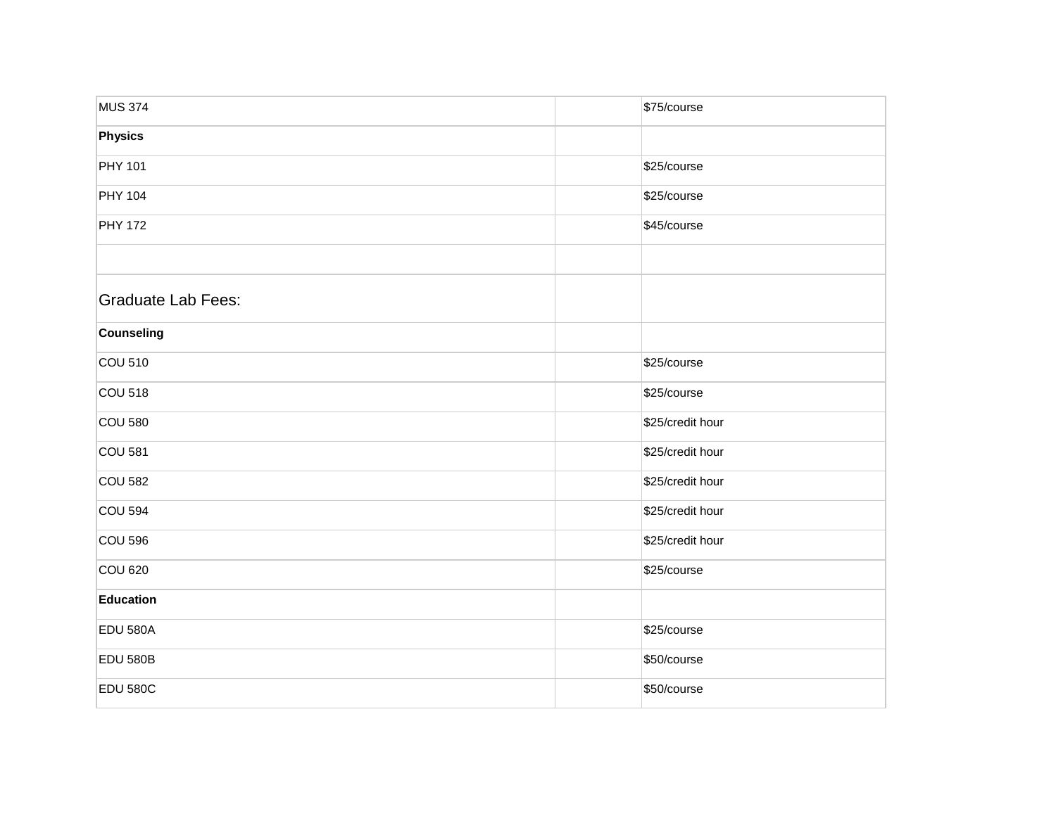| | | |
|---|---|---|
| MUS 374 | | $75/course |
| **Physics** | | |
| PHY 101 | | $25/course |
| PHY 104 | | $25/course |
| PHY 172 | | $45/course |
| | | |
| Graduate Lab Fees: | | |
| **Counseling** | | |
| COU 510 | | $25/course |
| COU 518 | | $25/course |
| COU 580 | | $25/credit hour |
| COU 581 | | $25/credit hour |
| COU 582 | | $25/credit hour |
| COU 594 | | $25/credit hour |
| COU 596 | | $25/credit hour |
| COU 620 | | $25/course |
| **Education** | | |
| EDU 580A | | $25/course |
| EDU 580B | | $50/course |
| EDU 580C | | $50/course |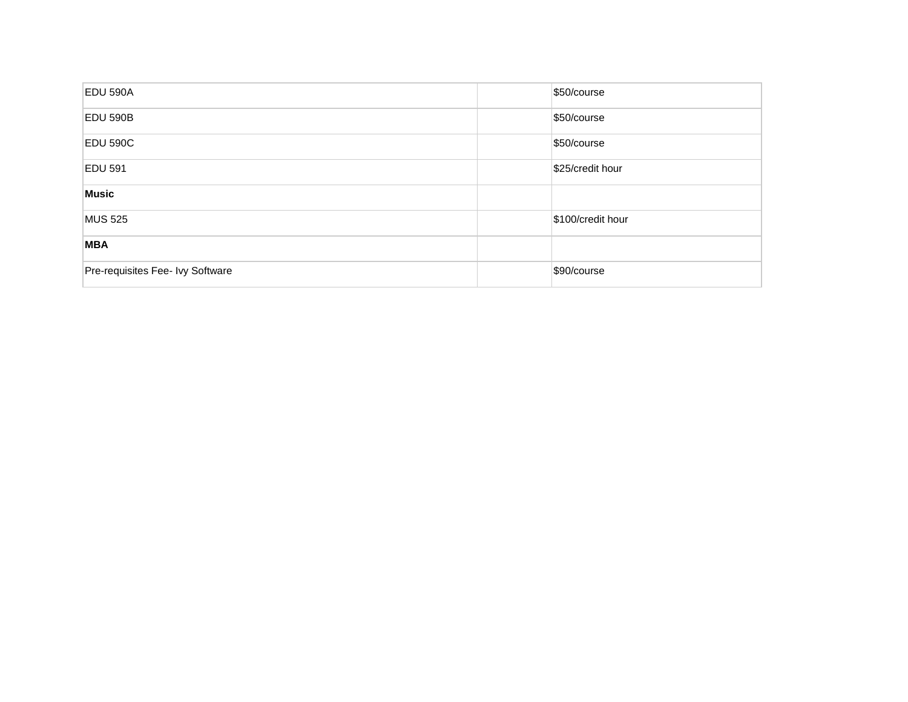| | | |
|---|---|---|
| EDU 590A | | $50/course |
| EDU 590B | | $50/course |
| EDU 590C | | $50/course |
| EDU 591 | | $25/credit hour |
| **Music** | | |
| MUS 525 | | $100/credit hour |
| **MBA** | | |
| Pre-requisites Fee- Ivy Software | | $90/course |